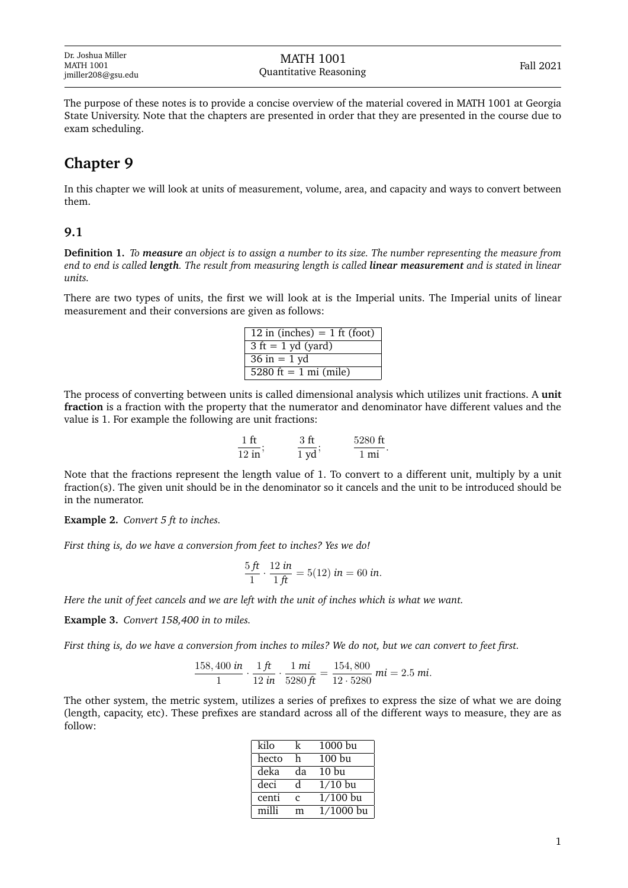| Dr. Joshua Miller<br>MATH 1001<br>jmiller208@gsu.edu | MATH 1001<br>Quantitative Reasoning | Fall 2021 |
|---|---|---|

The purpose of these notes is to provide a concise overview of the material covered in MATH 1001 at Georgia State University. Note that the chapters are presented in order that they are presented in the course due to exam scheduling.

# Chapter 9

In this chapter we will look at units of measurement, volume, area, and capacity and ways to convert between them.

## 9.1

**Definition 1.** *To **measure** an object is to assign a number to its size. The number representing the measure from end to end is called **length**. The result from measuring length is called **linear measurement** and is stated in linear units.*

There are two types of units, the first we will look at is the Imperial units. The Imperial units of linear measurement and their conversions are given as follows:

| 12 in (inches) = 1 ft (foot) |
|---|
| 3 ft = 1 yd (yard) |
| 36 in = 1 yd |
| 5280 ft = 1 mi (mile) |

The process of converting between units is called dimensional analysis which utilizes unit fractions. A **unit fraction** is a fraction with the property that the numerator and denominator have different values and the value is 1. For example the following are unit fractions:

$$\frac{1 \text{ ft}}{12 \text{ in}}; \qquad \frac{3 \text{ ft}}{1 \text{ yd}}; \qquad \frac{5280 \text{ ft}}{1 \text{ mi}}.$$

Note that the fractions represent the length value of 1. To convert to a different unit, multiply by a unit fraction(s). The given unit should be in the denominator so it cancels and the unit to be introduced should be in the numerator.

**Example 2.** *Convert 5 ft to inches.*

*First thing is, do we have a conversion from feet to inches? Yes we do!*

$$\frac{5 \, ft}{1} \cdot \frac{12 \, in}{1 \, ft} = 5(12) \, in = 60 \, in.$$

*Here the unit of feet cancels and we are left with the unit of inches which is what we want.*

**Example 3.** *Convert 158,400 in to miles.*

*First thing is, do we have a conversion from inches to miles? We do not, but we can convert to feet first.*

$$\frac{158,400 \, in}{1} \cdot \frac{1 \, ft}{12 \, in} \cdot \frac{1 \, mi}{5280 \, ft} = \frac{154,800}{12 \cdot 5280} \, mi = 2.5 \, mi.$$

The other system, the metric system, utilizes a series of prefixes to express the size of what we are doing (length, capacity, etc). These prefixes are standard across all of the different ways to measure, they are as follow:

| kilo | k | 1000 bu |
|---|---|---|
| hecto | h | 100 bu |
| deka | da | 10 bu |
| deci | d | 1/10 bu |
| centi | c | 1/100 bu |
| milli | m | 1/1000 bu |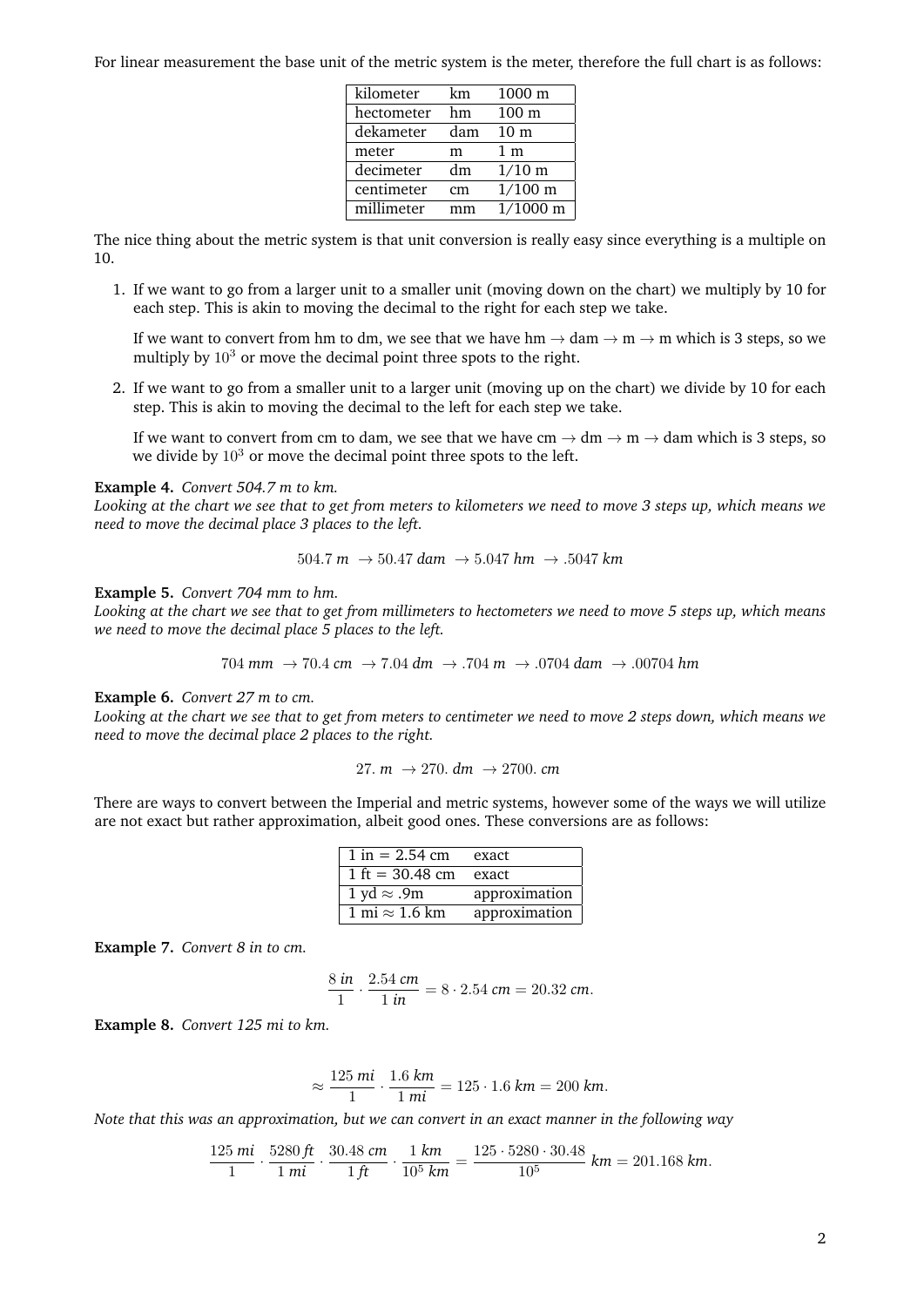For linear measurement the base unit of the metric system is the meter, therefore the full chart is as follows:

| kilometer | km | 1000 m |
|---|---|---|
| hectometer | hm | 100 m |
| dekameter | dam | 10 m |
| meter | m | 1 m |
| decimeter | dm | 1/10 m |
| centimeter | cm | 1/100 m |
| millimeter | mm | 1/1000 m |

The nice thing about the metric system is that unit conversion is really easy since everything is a multiple on 10.

1. If we want to go from a larger unit to a smaller unit (moving down on the chart) we multiply by 10 for each step. This is akin to moving the decimal to the right for each step we take.

   If we want to convert from hm to dm, we see that we have hm $\to$ dam $\to$ m $\to$ m which is 3 steps, so we multiply by $10^3$ or move the decimal point three spots to the right.

2. If we want to go from a smaller unit to a larger unit (moving up on the chart) we divide by 10 for each step. This is akin to moving the decimal to the left for each step we take.

   If we want to convert from cm to dam, we see that we have cm $\to$ dm $\to$ m $\to$ dam which is 3 steps, so we divide by $10^3$ or move the decimal point three spots to the left.

**Example 4.** *Convert 504.7 m to km.*
*Looking at the chart we see that to get from meters to kilometers we need to move 3 steps up, which means we need to move the decimal place 3 places to the left.*

$$504.7\ m\ \to 50.47\ dam\ \to 5.047\ hm\ \to .5047\ km$$

**Example 5.** *Convert 704 mm to hm.*
*Looking at the chart we see that to get from millimeters to hectometers we need to move 5 steps up, which means we need to move the decimal place 5 places to the left.*

$$704\ mm\ \to 70.4\ cm\ \to 7.04\ dm\ \to .704\ m\ \to .0704\ dam\ \to .00704\ hm$$

**Example 6.** *Convert 27 m to cm.*
*Looking at the chart we see that to get from meters to centimeter we need to move 2 steps down, which means we need to move the decimal place 2 places to the right.*

$$27.\ m\ \to 270.\ dm\ \to 2700.\ cm$$

There are ways to convert between the Imperial and metric systems, however some of the ways we will utilize are not exact but rather approximation, albeit good ones. These conversions are as follows:

| 1 in = 2.54 cm | exact |
|---|---|
| 1 ft = 30.48 cm | exact |
| 1 yd $\approx$ .9m | approximation |
| 1 mi $\approx$ 1.6 km | approximation |

**Example 7.** *Convert 8 in to cm.*

$$\frac{8\ in}{1} \cdot \frac{2.54\ cm}{1\ in} = 8 \cdot 2.54\ cm = 20.32\ cm.$$

**Example 8.** *Convert 125 mi to km.*

$$\approx \frac{125\ mi}{1} \cdot \frac{1.6\ km}{1\ mi} = 125 \cdot 1.6\ km = 200\ km.$$

*Note that this was an approximation, but we can convert in an exact manner in the following way*

$$\frac{125\ mi}{1} \cdot \frac{5280\ ft}{1\ mi} \cdot \frac{30.48\ cm}{1\ ft} \cdot \frac{1\ km}{10^5\ km} = \frac{125 \cdot 5280 \cdot 30.48}{10^5}\ km = 201.168\ km.$$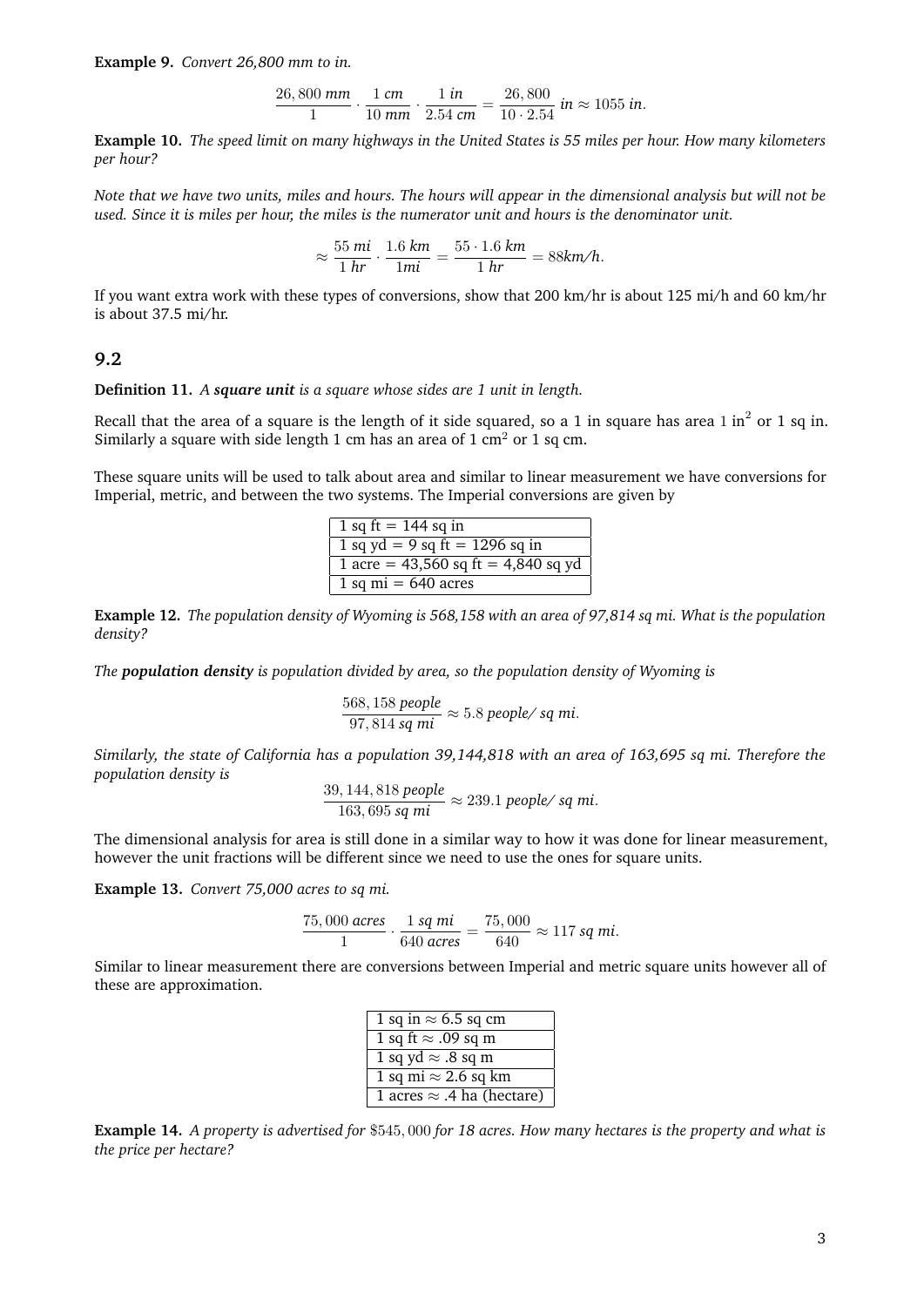**Example 9.** *Convert 26,800 mm to in.*

$$\frac{26,800\ mm}{1} \cdot \frac{1\ cm}{10\ mm} \cdot \frac{1\ in}{2.54\ cm} = \frac{26,800}{10 \cdot 2.54}\ in \approx 1055\ in.$$

**Example 10.** *The speed limit on many highways in the United States is 55 miles per hour. How many kilometers per hour?*

*Note that we have two units, miles and hours. The hours will appear in the dimensional analysis but will not be used. Since it is miles per hour, the miles is the numerator unit and hours is the denominator unit.*

$$\approx \frac{55\ mi}{1\ hr} \cdot \frac{1.6\ km}{1mi} = \frac{55 \cdot 1.6\ km}{1\ hr} = 88km/h.$$

If you want extra work with these types of conversions, show that 200 km/hr is about 125 mi/h and 60 km/hr is about 37.5 mi/hr.

## 9.2

**Definition 11.** *A **square unit** is a square whose sides are 1 unit in length.*

Recall that the area of a square is the length of it side squared, so a 1 in square has area $1$ in$^2$ or 1 sq in. Similarly a square with side length 1 cm has an area of 1 cm$^2$ or 1 sq cm.

These square units will be used to talk about area and similar to linear measurement we have conversions for Imperial, metric, and between the two systems. The Imperial conversions are given by

| |
|---|
| 1 sq ft = 144 sq in |
| 1 sq yd = 9 sq ft = 1296 sq in |
| 1 acre = 43,560 sq ft = 4,840 sq yd |
| 1 sq mi = 640 acres |

**Example 12.** *The population density of Wyoming is 568,158 with an area of 97,814 sq mi. What is the population density?*

*The **population density** is population divided by area, so the population density of Wyoming is*

$$\frac{568,158\ people}{97,814\ sq\ mi} \approx 5.8\ people/\ sq\ mi.$$

*Similarly, the state of California has a population 39,144,818 with an area of 163,695 sq mi. Therefore the population density is*

$$\frac{39,144,818\ people}{163,695\ sq\ mi} \approx 239.1\ people/\ sq\ mi.$$

The dimensional analysis for area is still done in a similar way to how it was done for linear measurement, however the unit fractions will be different since we need to use the ones for square units.

**Example 13.** *Convert 75,000 acres to sq mi.*

$$\frac{75,000\ acres}{1} \cdot \frac{1\ sq\ mi}{640\ acres} = \frac{75,000}{640} \approx 117\ sq\ mi.$$

Similar to linear measurement there are conversions between Imperial and metric square units however all of these are approximation.

| |
|---|
| 1 sq in $\approx$ 6.5 sq cm |
| 1 sq ft $\approx$ .09 sq m |
| 1 sq yd $\approx$ .8 sq m |
| 1 sq mi $\approx$ 2.6 sq km |
| 1 acres $\approx$ .4 ha (hectare) |

**Example 14.** *A property is advertised for $\$545,000$ for 18 acres. How many hectares is the property and what is the price per hectare?*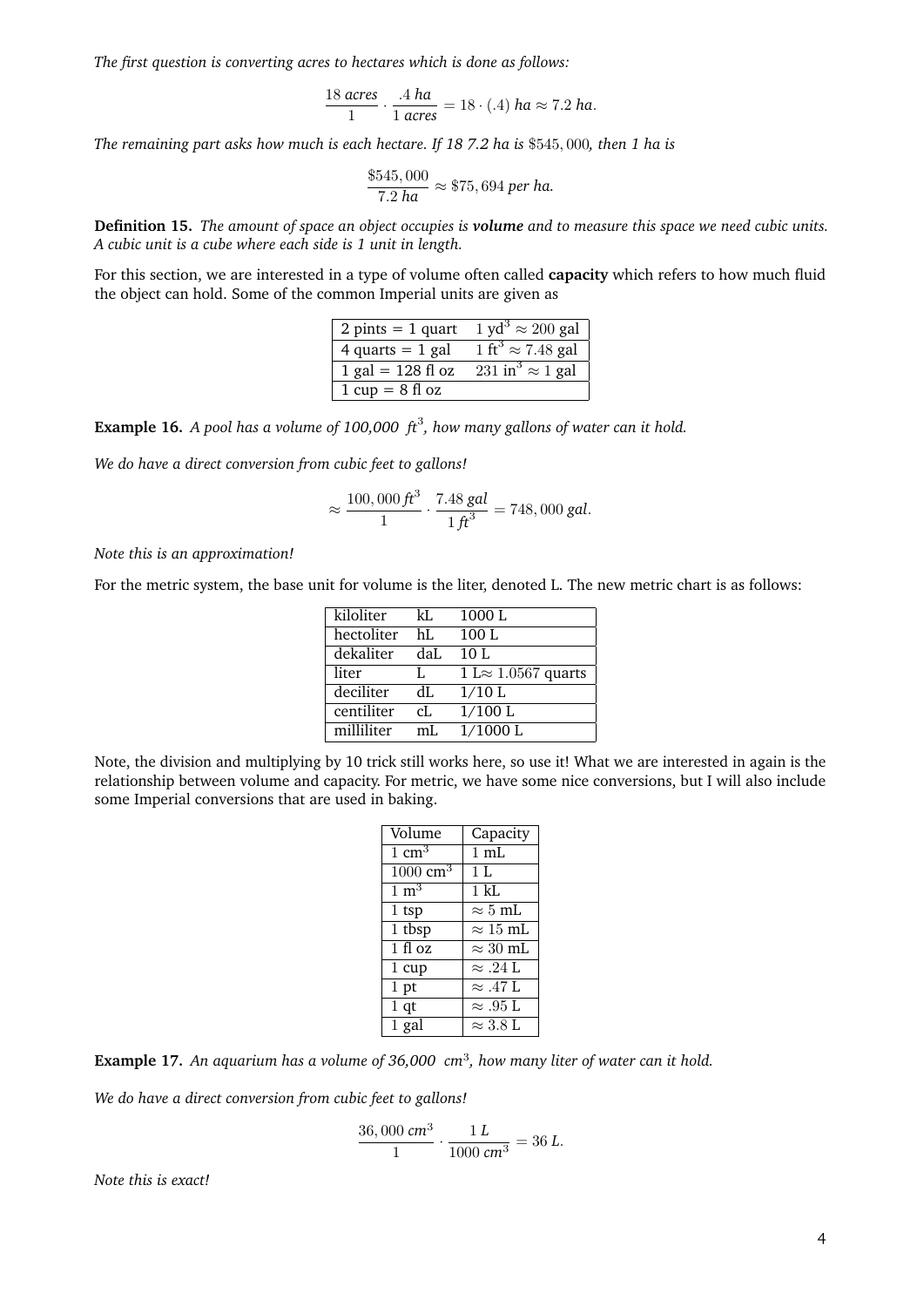*The first question is converting acres to hectares which is done as follows:*

$$\frac{18 \text{ acres}}{1} \cdot \frac{.4 \text{ ha}}{1 \text{ acres}} = 18 \cdot (.4) \text{ ha} \approx 7.2 \text{ ha}.$$

*The remaining part asks how much is each hectare. If 18 7.2 ha is* $\$545,000$*, then 1 ha is*

$$\frac{\$545,000}{7.2 \text{ ha}} \approx \$75,694 \text{ per ha}.$$

**Definition 15.** *The amount of space an object occupies is* ***volume*** *and to measure this space we need cubic units. A cubic unit is a cube where each side is 1 unit in length.*

For this section, we are interested in a type of volume often called **capacity** which refers to how much fluid the object can hold. Some of the common Imperial units are given as

| | |
|---|---|
| 2 pints = 1 quart | 1 yd$^3 \approx 200$ gal |
| 4 quarts = 1 gal | 1 ft$^3 \approx 7.48$ gal |
| 1 gal = 128 fl oz | 231 in$^3 \approx 1$ gal |
| 1 cup = 8 fl oz | |

**Example 16.** *A pool has a volume of 100,000 ft*$^3$*, how many gallons of water can it hold.*

*We do have a direct conversion from cubic feet to gallons!*

$$\approx \frac{100,000 \, ft^3}{1} \cdot \frac{7.48 \text{ gal}}{1 \, ft^3} = 748,000 \text{ gal}.$$

*Note this is an approximation!*

For the metric system, the base unit for volume is the liter, denoted L. The new metric chart is as follows:

| | | |
|---|---|---|
| kiloliter | kL | 1000 L |
| hectoliter | hL | 100 L |
| dekaliter | daL | 10 L |
| liter | L | 1 L$\approx 1.0567$ quarts |
| deciliter | dL | 1/10 L |
| centiliter | cL | 1/100 L |
| milliliter | mL | 1/1000 L |

Note, the division and multiplying by 10 trick still works here, so use it! What we are interested in again is the relationship between volume and capacity. For metric, we have some nice conversions, but I will also include some Imperial conversions that are used in baking.

| Volume | Capacity |
|---|---|
| 1 cm$^3$ | 1 mL |
| 1000 cm$^3$ | 1 L |
| 1 m$^3$ | 1 kL |
| 1 tsp | $\approx 5$ mL |
| 1 tbsp | $\approx 15$ mL |
| 1 fl oz | $\approx 30$ mL |
| 1 cup | $\approx .24$ L |
| 1 pt | $\approx .47$ L |
| 1 qt | $\approx .95$ L |
| 1 gal | $\approx 3.8$ L |

**Example 17.** *An aquarium has a volume of 36,000 cm*$^3$*, how many liter of water can it hold.*

*We do have a direct conversion from cubic feet to gallons!*

$$\frac{36,000 \, cm^3}{1} \cdot \frac{1 \, L}{1000 \, cm^3} = 36 \, L.$$

*Note this is exact!*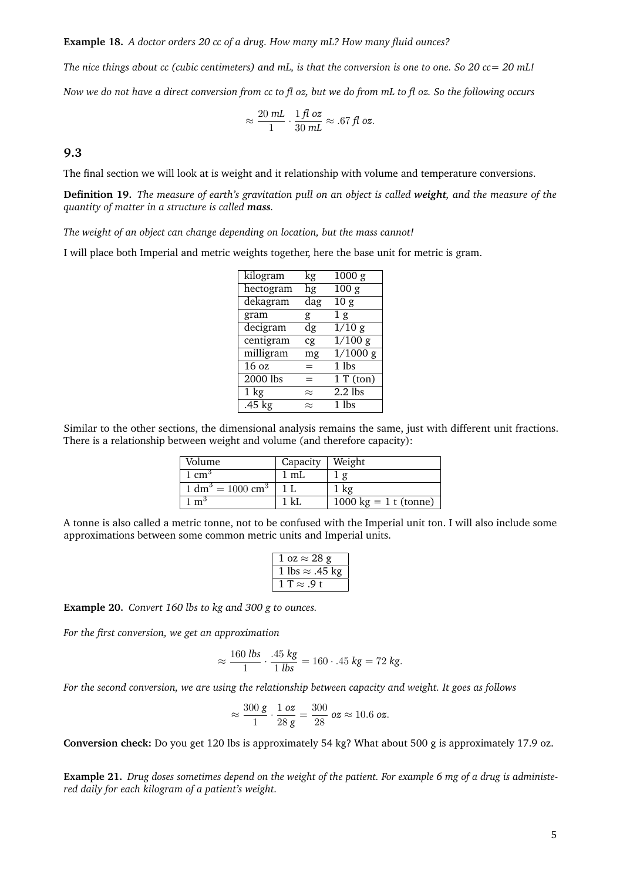**Example 18.** *A doctor orders 20 cc of a drug. How many mL? How many fluid ounces?*

*The nice things about cc (cubic centimeters) and mL, is that the conversion is one to one. So 20 cc= 20 mL!*

*Now we do not have a direct conversion from cc to fl oz, but we do from mL to fl oz. So the following occurs*

$$\approx \frac{20\ mL}{1} \cdot \frac{1\ fl\ oz}{30\ mL} \approx .67\ fl\ oz.$$

## 9.3

The final section we will look at is weight and it relationship with volume and temperature conversions.

**Definition 19.** *The measure of earth's gravitation pull on an object is called* ***weight****, and the measure of the quantity of matter in a structure is called* ***mass****.*

*The weight of an object can change depending on location, but the mass cannot!*

I will place both Imperial and metric weights together, here the base unit for metric is gram.

| | | |
|---|---|---|
| kilogram | kg | 1000 g |
| hectogram | hg | 100 g |
| dekagram | dag | 10 g |
| gram | g | 1 g |
| decigram | dg | 1/10 g |
| centigram | cg | 1/100 g |
| milligram | mg | 1/1000 g |
| 16 oz | = | 1 lbs |
| 2000 lbs | = | 1 T (ton) |
| 1 kg | $\approx$ | 2.2 lbs |
| .45 kg | $\approx$ | 1 lbs |

Similar to the other sections, the dimensional analysis remains the same, just with different unit fractions. There is a relationship between weight and volume (and therefore capacity):

| Volume | Capacity | Weight |
|---|---|---|
| $1\ \text{cm}^3$ | 1 mL | 1 g |
| $1\ \text{dm}^3 = 1000\ \text{cm}^3$ | 1 L | 1 kg |
| $1\ \text{m}^3$ | 1 kL | 1000 kg = 1 t (tonne) |

A tonne is also called a metric tonne, not to be confused with the Imperial unit ton. I will also include some approximations between some common metric units and Imperial units.

| |
|---|
| 1 oz $\approx$ 28 g |
| 1 lbs $\approx$ .45 kg |
| 1 T $\approx$ .9 t |

**Example 20.** *Convert 160 lbs to kg and 300 g to ounces.*

*For the first conversion, we get an approximation*

$$\approx \frac{160\ lbs}{1} \cdot \frac{.45\ kg}{1\ lbs} = 160 \cdot .45\ kg = 72\ kg.$$

*For the second conversion, we are using the relationship between capacity and weight. It goes as follows*

$$\approx \frac{300\ g}{1} \cdot \frac{1\ oz}{28\ g} = \frac{300}{28}\ oz \approx 10.6\ oz.$$

**Conversion check:** Do you get 120 lbs is approximately 54 kg? What about 500 g is approximately 17.9 oz.

**Example 21.** *Drug doses sometimes depend on the weight of the patient. For example 6 mg of a drug is administered daily for each kilogram of a patient's weight.*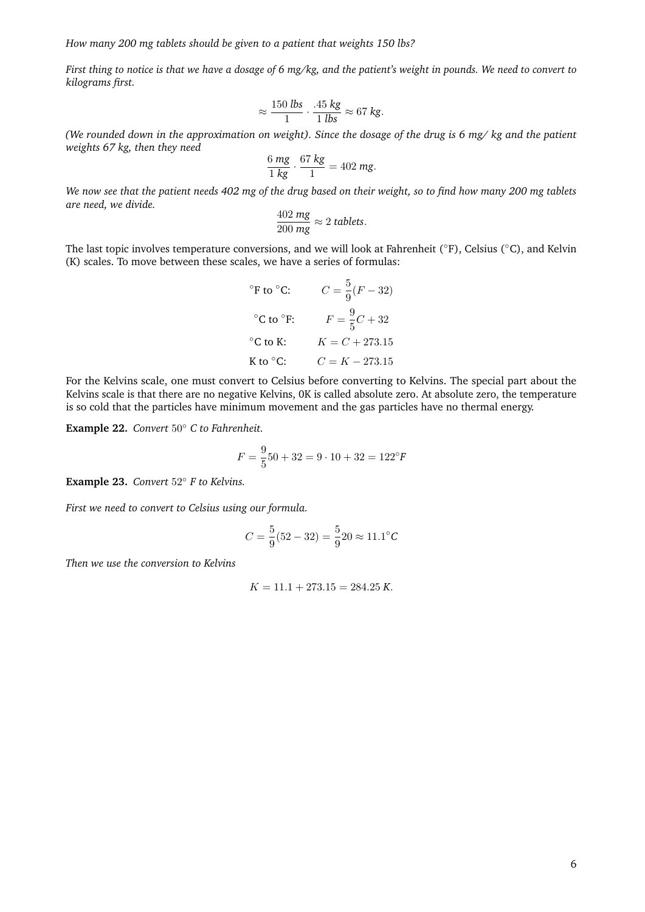*How many 200 mg tablets should be given to a patient that weights 150 lbs?*

*First thing to notice is that we have a dosage of 6 mg/kg, and the patient's weight in pounds. We need to convert to kilograms first.*

$$\approx \frac{150\ lbs}{1} \cdot \frac{.45\ kg}{1\ lbs} \approx 67\ kg.$$

*(We rounded down in the approximation on weight). Since the dosage of the drug is 6 mg/ kg and the patient weights 67 kg, then they need*

$$\frac{6\ mg}{1\ kg} \cdot \frac{67\ kg}{1} = 402\ mg.$$

*We now see that the patient needs 402 mg of the drug based on their weight, so to find how many 200 mg tablets are need, we divide.*

$$\frac{402\ mg}{200\ mg} \approx 2\ tablets.$$

The last topic involves temperature conversions, and we will look at Fahrenheit (°F), Celsius (°C), and Kelvin (K) scales. To move between these scales, we have a series of formulas:

| | |
|---|---|
| °F to °C: | $C = \frac{5}{9}(F - 32)$ |
| °C to °F: | $F = \frac{9}{5}C + 32$ |
| °C to K: | $K = C + 273.15$ |
| K to °C: | $C = K - 273.15$ |

For the Kelvins scale, one must convert to Celsius before converting to Kelvins. The special part about the Kelvins scale is that there are no negative Kelvins, 0K is called absolute zero. At absolute zero, the temperature is so cold that the particles have minimum movement and the gas particles have no thermal energy.

**Example 22.** *Convert* $50°$ *C to Fahrenheit.*

$$F = \frac{9}{5}50 + 32 = 9 \cdot 10 + 32 = 122°F$$

**Example 23.** *Convert* $52°$ *F to Kelvins.*

*First we need to convert to Celsius using our formula.*

$$C = \frac{5}{9}(52 - 32) = \frac{5}{9}20 \approx 11.1°C$$

*Then we use the conversion to Kelvins*

$$K = 11.1 + 273.15 = 284.25\ K.$$